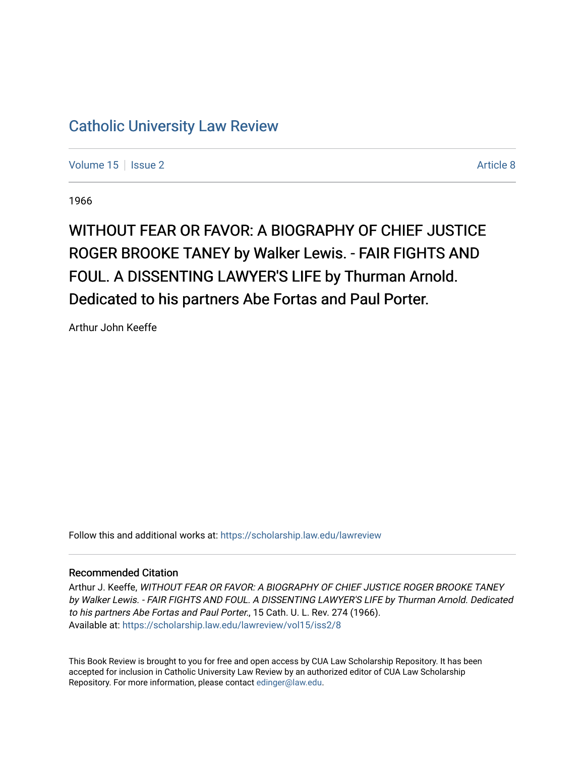# Catholic University Law Review

Volume 15 | Issue 2 | Article 8

1966

## WITHOUT FEAR OR FAVOR: A BIOGRAPHY OF CHIEF JUSTICE ROGER BROOKE TANEY by Walker Lewis. - FAIR FIGHTS AND FOUL. A DISSENTING LAWYER'S LIFE by Thurman Arnold. Dedicated to his partners Abe Fortas and Paul Porter.

Arthur John Keeffe

Follow this and additional works at: https://scholarship.law.edu/lawreview

### Recommended Citation

Arthur J. Keeffe, *WITHOUT FEAR OR FAVOR: A BIOGRAPHY OF CHIEF JUSTICE ROGER BROOKE TANEY by Walker Lewis. - FAIR FIGHTS AND FOUL. A DISSENTING LAWYER'S LIFE by Thurman Arnold. Dedicated to his partners Abe Fortas and Paul Porter.*, 15 Cath. U. L. Rev. 274 (1966).
Available at: https://scholarship.law.edu/lawreview/vol15/iss2/8

This Book Review is brought to you for free and open access by CUA Law Scholarship Repository. It has been accepted for inclusion in Catholic University Law Review by an authorized editor of CUA Law Scholarship Repository. For more information, please contact edinger@law.edu.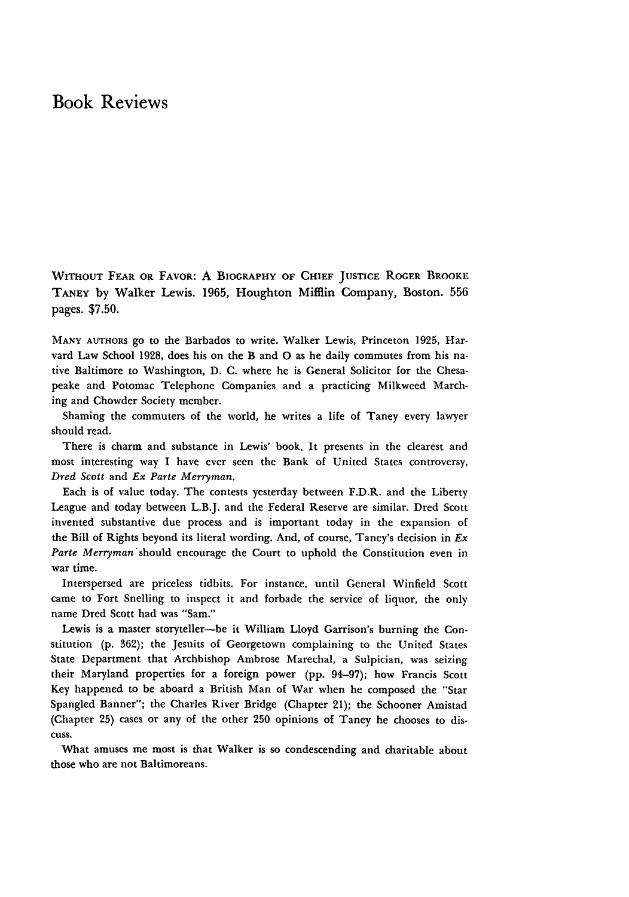# Book Reviews

WITHOUT FEAR OR FAVOR: A BIOGRAPHY OF CHIEF JUSTICE ROGER BROOKE TANEY by Walker Lewis. 1965, Houghton Mifflin Company, Boston. 556 pages. $7.50.

MANY AUTHORS go to the Barbados to write. Walker Lewis, Princeton 1925, Harvard Law School 1928, does his on the B and O as he daily commutes from his native Baltimore to Washington, D. C. where he is General Solicitor for the Chesapeake and Potomac Telephone Companies and a practicing Milkweed Marching and Chowder Society member.

Shaming the commuters of the world, he writes a life of Taney every lawyer should read.

There is charm and substance in Lewis' book. It presents in the clearest and most interesting way I have ever seen the Bank of United States controversy, *Dred Scott* and *Ex Parte Merryman.*

Each is of value today. The contests yesterday between F.D.R. and the Liberty League and today between L.B.J. and the Federal Reserve are similar. Dred Scott invented substantive due process and is important today in the expansion of the Bill of Rights beyond its literal wording. And, of course, Taney's decision in *Ex Parte Merryman* should encourage the Court to uphold the Constitution even in war time.

Interspersed are priceless tidbits. For instance, until General Winfield Scott came to Fort Snelling to inspect it and forbade the service of liquor, the only name Dred Scott had was "Sam."

Lewis is a master storyteller—be it William Lloyd Garrison's burning the Constitution (p. 362); the Jesuits of Georgetown complaining to the United States State Department that Archbishop Ambrose Marechal, a Sulpician, was seizing their Maryland properties for a foreign power (pp. 94–97); how Francis Scott Key happened to be aboard a British Man of War when he composed the "Star Spangled Banner"; the Charles River Bridge (Chapter 21); the Schooner Amistad (Chapter 25) cases or any of the other 250 opinions of Taney he chooses to discuss.

What amuses me most is that Walker is so condescending and charitable about those who are not Baltimoreans.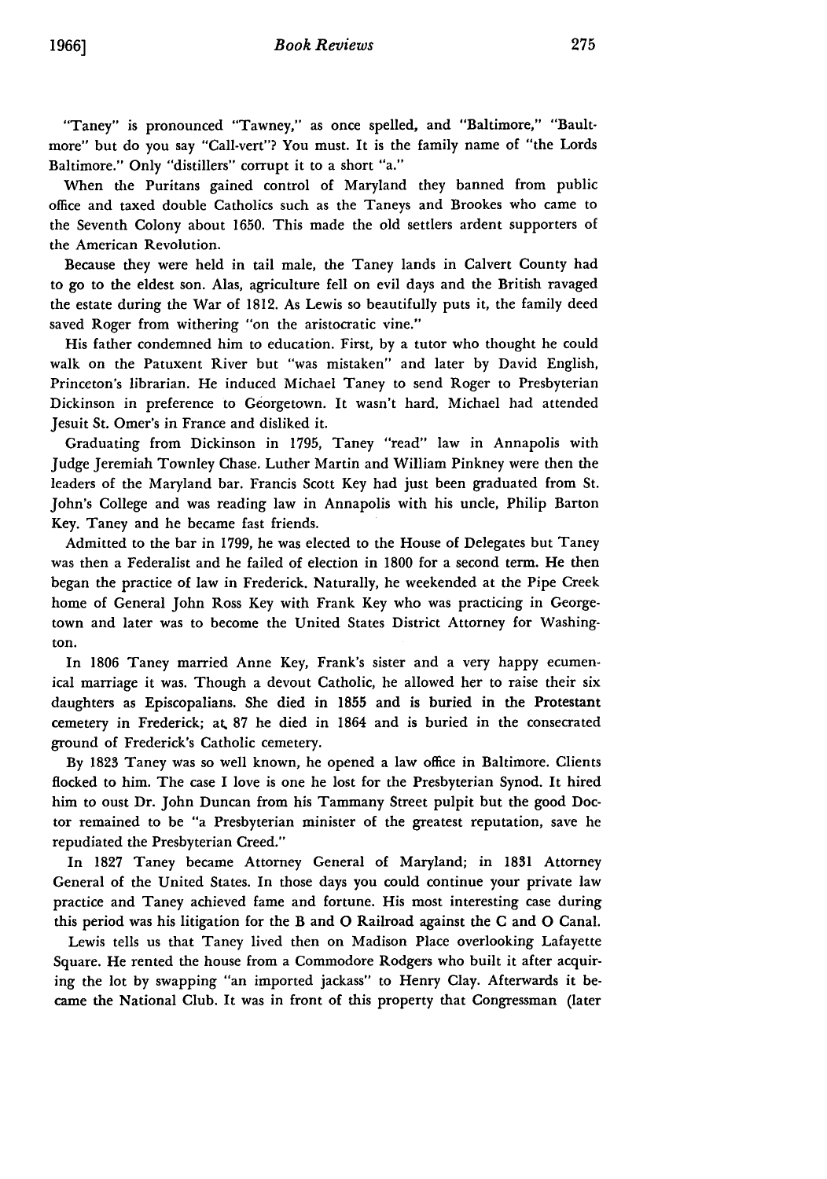"Taney" is pronounced "Tawney," as once spelled, and "Baltimore," "Baultmore" but do you say "Call-vert"? You must. It is the family name of "the Lords Baltimore." Only "distillers" corrupt it to a short "a."

When the Puritans gained control of Maryland they banned from public office and taxed double Catholics such as the Taneys and Brookes who came to the Seventh Colony about 1650. This made the old settlers ardent supporters of the American Revolution.

Because they were held in tail male, the Taney lands in Calvert County had to go to the eldest son. Alas, agriculture fell on evil days and the British ravaged the estate during the War of 1812. As Lewis so beautifully puts it, the family deed saved Roger from withering "on the aristocratic vine."

His father condemned him to education. First, by a tutor who thought he could walk on the Patuxent River but "was mistaken" and later by David English, Princeton's librarian. He induced Michael Taney to send Roger to Presbyterian Dickinson in preference to Georgetown. It wasn't hard. Michael had attended Jesuit St. Omer's in France and disliked it.

Graduating from Dickinson in 1795, Taney "read" law in Annapolis with Judge Jeremiah Townley Chase. Luther Martin and William Pinkney were then the leaders of the Maryland bar. Francis Scott Key had just been graduated from St. John's College and was reading law in Annapolis with his uncle, Philip Barton Key. Taney and he became fast friends.

Admitted to the bar in 1799, he was elected to the House of Delegates but Taney was then a Federalist and he failed of election in 1800 for a second term. He then began the practice of law in Frederick. Naturally, he weekended at the Pipe Creek home of General John Ross Key with Frank Key who was practicing in Georgetown and later was to become the United States District Attorney for Washington.

In 1806 Taney married Anne Key, Frank's sister and a very happy ecumenical marriage it was. Though a devout Catholic, he allowed her to raise their six daughters as Episcopalians. She died in 1855 and is buried in the Protestant cemetery in Frederick; at 87 he died in 1864 and is buried in the consecrated ground of Frederick's Catholic cemetery.

By 1823 Taney was so well known, he opened a law office in Baltimore. Clients flocked to him. The case I love is one he lost for the Presbyterian Synod. It hired him to oust Dr. John Duncan from his Tammany Street pulpit but the good Doctor remained to be "a Presbyterian minister of the greatest reputation, save he repudiated the Presbyterian Creed."

In 1827 Taney became Attorney General of Maryland; in 1831 Attorney General of the United States. In those days you could continue your private law practice and Taney achieved fame and fortune. His most interesting case during this period was his litigation for the B and O Railroad against the C and O Canal.

Lewis tells us that Taney lived then on Madison Place overlooking Lafayette Square. He rented the house from a Commodore Rodgers who built it after acquiring the lot by swapping "an imported jackass" to Henry Clay. Afterwards it became the National Club. It was in front of this property that Congressman (later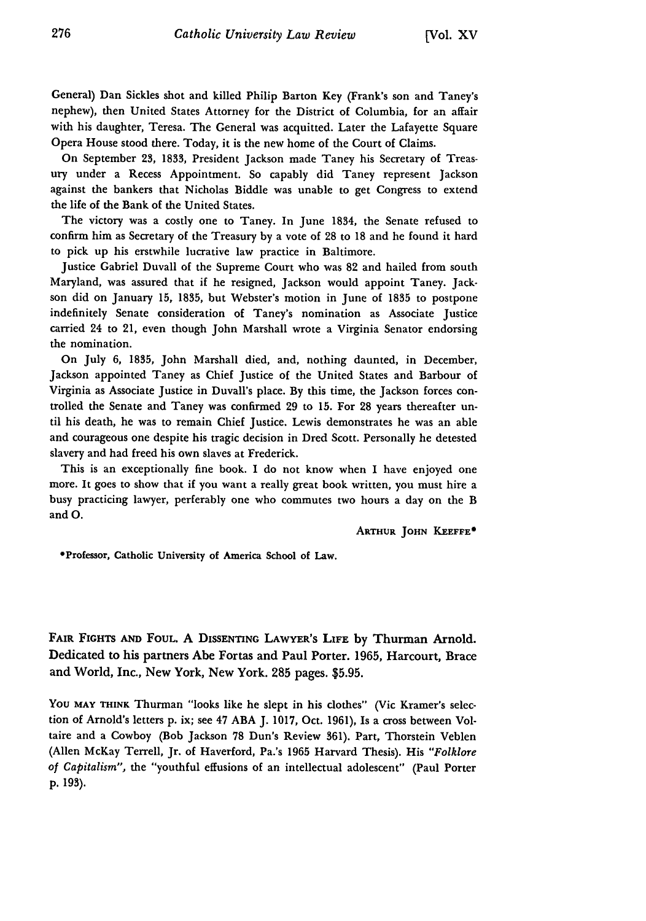General) Dan Sickles shot and killed Philip Barton Key (Frank's son and Taney's nephew), then United States Attorney for the District of Columbia, for an affair with his daughter, Teresa. The General was acquitted. Later the Lafayette Square Opera House stood there. Today, it is the new home of the Court of Claims.

On September 23, 1833, President Jackson made Taney his Secretary of Treasury under a Recess Appointment. So capably did Taney represent Jackson against the bankers that Nicholas Biddle was unable to get Congress to extend the life of the Bank of the United States.

The victory was a costly one to Taney. In June 1834, the Senate refused to confirm him as Secretary of the Treasury by a vote of 28 to 18 and he found it hard to pick up his erstwhile lucrative law practice in Baltimore.

Justice Gabriel Duvall of the Supreme Court who was 82 and hailed from south Maryland, was assured that if he resigned, Jackson would appoint Taney. Jackson did on January 15, 1835, but Webster's motion in June of 1835 to postpone indefinitely Senate consideration of Taney's nomination as Associate Justice carried 24 to 21, even though John Marshall wrote a Virginia Senator endorsing the nomination.

On July 6, 1835, John Marshall died, and, nothing daunted, in December, Jackson appointed Taney as Chief Justice of the United States and Barbour of Virginia as Associate Justice in Duvall's place. By this time, the Jackson forces controlled the Senate and Taney was confirmed 29 to 15. For 28 years thereafter until his death, he was to remain Chief Justice. Lewis demonstrates he was an able and courageous one despite his tragic decision in Dred Scott. Personally he detested slavery and had freed his own slaves at Frederick.

This is an exceptionally fine book. I do not know when I have enjoyed one more. It goes to show that if you want a really great book written, you must hire a busy practicing lawyer, perferably one who commutes two hours a day on the B and O.

ARTHUR JOHN KEEFFE*

*Professor, Catholic University of America School of Law.

**FAIR FIGHTS AND FOUL. A DISSENTING LAWYER'S LIFE by Thurman Arnold. Dedicated to his partners Abe Fortas and Paul Porter. 1965, Harcourt, Brace and World, Inc., New York, New York. 285 pages. $5.95.**

YOU MAY THINK Thurman "looks like he slept in his clothes" (Vic Kramer's selection of Arnold's letters p. ix; see 47 ABA J. 1017, Oct. 1961), Is a cross between Voltaire and a Cowboy (Bob Jackson 78 Dun's Review 361). Part, Thorstein Veblen (Allen McKay Terrell, Jr. of Haverford, Pa.'s 1965 Harvard Thesis). His *"Folklore of Capitalism"*, the "youthful effusions of an intellectual adolescent" (Paul Porter p. 193).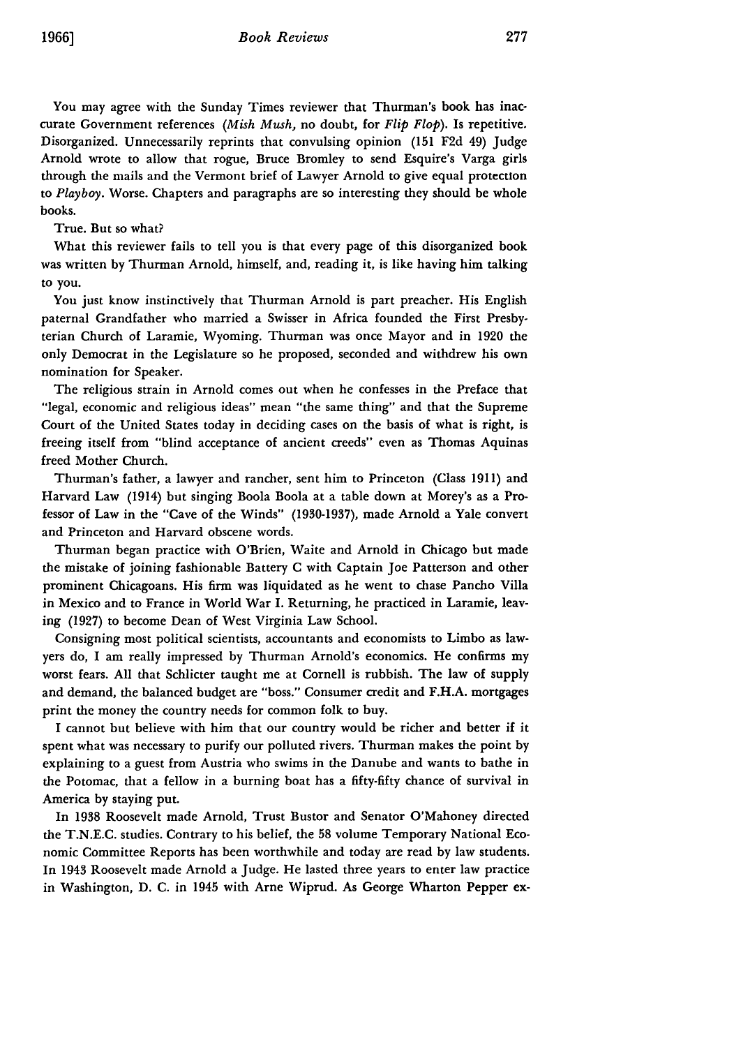You may agree with the Sunday Times reviewer that Thurman's book has inaccurate Government references (*Mish Mush,* no doubt, for *Flip Flop*). Is repetitive. Disorganized. Unnecessarily reprints that convulsing opinion (151 F2d 49) Judge Arnold wrote to allow that rogue, Bruce Bromley to send Esquire's Varga girls through the mails and the Vermont brief of Lawyer Arnold to give equal protection to *Playboy*. Worse. Chapters and paragraphs are so interesting they should be whole books.

True. But so what?

What this reviewer fails to tell you is that every page of this disorganized book was written by Thurman Arnold, himself, and, reading it, is like having him talking to you.

You just know instinctively that Thurman Arnold is part preacher. His English paternal Grandfather who married a Swisser in Africa founded the First Presbyterian Church of Laramie, Wyoming. Thurman was once Mayor and in 1920 the only Democrat in the Legislature so he proposed, seconded and withdrew his own nomination for Speaker.

The religious strain in Arnold comes out when he confesses in the Preface that "legal, economic and religious ideas" mean "the same thing" and that the Supreme Court of the United States today in deciding cases on the basis of what is right, is freeing itself from "blind acceptance of ancient creeds" even as Thomas Aquinas freed Mother Church.

Thurman's father, a lawyer and rancher, sent him to Princeton (Class 1911) and Harvard Law (1914) but singing Boola Boola at a table down at Morey's as a Professor of Law in the "Cave of the Winds" (1930-1937), made Arnold a Yale convert and Princeton and Harvard obscene words.

Thurman began practice with O'Brien, Waite and Arnold in Chicago but made the mistake of joining fashionable Battery C with Captain Joe Patterson and other prominent Chicagoans. His firm was liquidated as he went to chase Pancho Villa in Mexico and to France in World War I. Returning, he practiced in Laramie, leaving (1927) to become Dean of West Virginia Law School.

Consigning most political scientists, accountants and economists to Limbo as lawyers do, I am really impressed by Thurman Arnold's economics. He confirms my worst fears. All that Schlicter taught me at Cornell is rubbish. The law of supply and demand, the balanced budget are "boss." Consumer credit and F.H.A. mortgages print the money the country needs for common folk to buy.

I cannot but believe with him that our country would be richer and better if it spent what was necessary to purify our polluted rivers. Thurman makes the point by explaining to a guest from Austria who swims in the Danube and wants to bathe in the Potomac, that a fellow in a burning boat has a fifty-fifty chance of survival in America by staying put.

In 1938 Roosevelt made Arnold, Trust Bustor and Senator O'Mahoney directed the T.N.E.C. studies. Contrary to his belief, the 58 volume Temporary National Economic Committee Reports has been worthwhile and today are read by law students. In 1943 Roosevelt made Arnold a Judge. He lasted three years to enter law practice in Washington, D. C. in 1945 with Arne Wiprud. As George Wharton Pepper ex-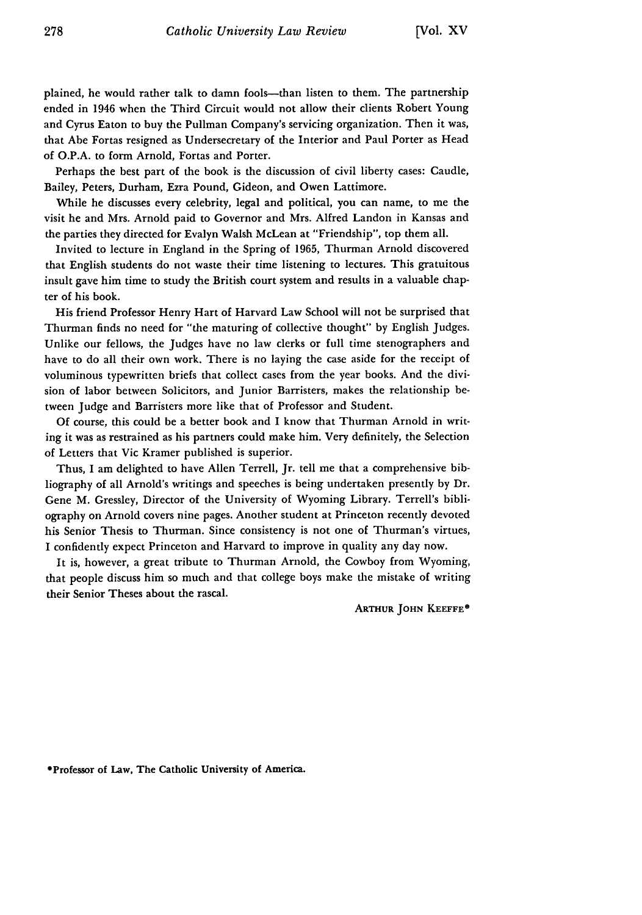plained, he would rather talk to damn fools—than listen to them. The partnership ended in 1946 when the Third Circuit would not allow their clients Robert Young and Cyrus Eaton to buy the Pullman Company's servicing organization. Then it was, that Abe Fortas resigned as Undersecretary of the Interior and Paul Porter as Head of O.P.A. to form Arnold, Fortas and Porter.

Perhaps the best part of the book is the discussion of civil liberty cases: Caudle, Bailey, Peters, Durham, Ezra Pound, Gideon, and Owen Lattimore.

While he discusses every celebrity, legal and political, you can name, to me the visit he and Mrs. Arnold paid to Governor and Mrs. Alfred Landon in Kansas and the parties they directed for Evalyn Walsh McLean at "Friendship", top them all.

Invited to lecture in England in the Spring of 1965, Thurman Arnold discovered that English students do not waste their time listening to lectures. This gratuitous insult gave him time to study the British court system and results in a valuable chapter of his book.

His friend Professor Henry Hart of Harvard Law School will not be surprised that Thurman finds no need for "the maturing of collective thought" by English Judges. Unlike our fellows, the Judges have no law clerks or full time stenographers and have to do all their own work. There is no laying the case aside for the receipt of voluminous typewritten briefs that collect cases from the year books. And the division of labor between Solicitors, and Junior Barristers, makes the relationship between Judge and Barristers more like that of Professor and Student.

Of course, this could be a better book and I know that Thurman Arnold in writing it was as restrained as his partners could make him. Very definitely, the Selection of Letters that Vic Kramer published is superior.

Thus, I am delighted to have Allen Terrell, Jr. tell me that a comprehensive bibliography of all Arnold's writings and speeches is being undertaken presently by Dr. Gene M. Gressley, Director of the University of Wyoming Library. Terrell's bibliography on Arnold covers nine pages. Another student at Princeton recently devoted his Senior Thesis to Thurman. Since consistency is not one of Thurman's virtues, I confidently expect Princeton and Harvard to improve in quality any day now.

It is, however, a great tribute to Thurman Arnold, the Cowboy from Wyoming, that people discuss him so much and that college boys make the mistake of writing their Senior Theses about the rascal.

ARTHUR JOHN KEEFFE*

*Professor of Law, The Catholic University of America.